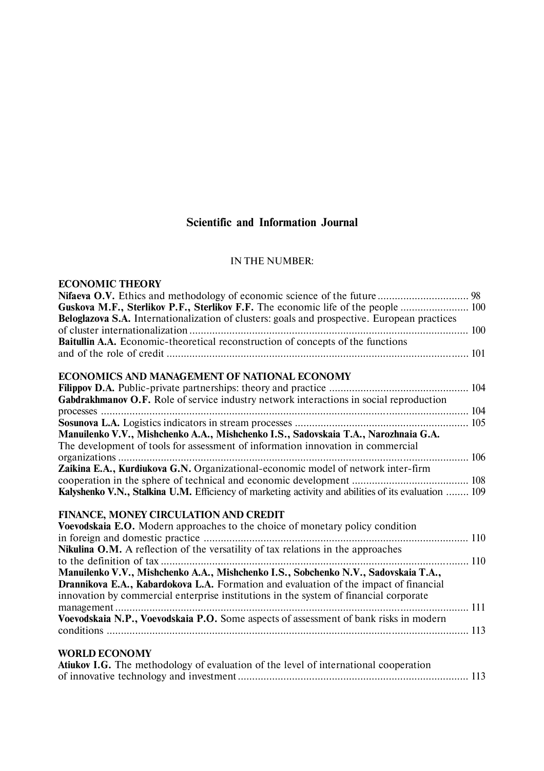# Scientific and Information Journal

IN THE NUMBER:

## ECONOMIC THEORY

**Nifaeva O.V.** Ethics and methodology of economic science of the future ................................ 98

**Guskova M.F., Sterlikov P.F., Sterlikov F.F.** The economic life of the people ........................ 100

**Beloglazova S.A.** Internationalization of clusters: goals and prospective. European practices of cluster internationalization ................................................................................................ 100

**Baitullin A.A.** Economic-theoretical reconstruction of concepts of the functions and of the role of credit ........................................................................................................ 101

## ECONOMICS AND MANAGEMENT OF NATIONAL ECONOMY

**Filippov D.A.** Public-private partnerships: theory and practice ................................................. 104

**Gabdrakhmanov O.F.** Role of service industry network interactions in social reproduction processes .................................................................................................................................. 104

**Sosunova L.A.** Logistics indicators in stream processes ............................................................. 105

**Manuilenko V.V., Mishchenko A.A., Mishchenko I.S., Sadovskaia T.A., Narozhnaia G.A.** The development of tools for assessment of information innovation in commercial organizations ............................................................................................................................ 106

**Zaikina E.A., Kurdiukova G.N.** Organizational-economic model of network inter-firm cooperation in the sphere of technical and economic development ......................................... 108

**Kalyshenko V.N., Stalkina U.M.** Efficiency of marketing activity and abilities of its evaluation ........ 109

## FINANCE, MONEY CIRCULATION AND CREDIT

**Voevodskaia E.O.** Modern approaches to the choice of monetary policy condition in foreign and domestic practice ............................................................................................ 110

**Nikulina O.M.** A reflection of the versatility of tax relations in the approaches to the definition of tax ............................................................................................................. 110

**Manuilenko V.V., Mishchenko A.A., Mishchenko I.S., Sobchenko N.V., Sadovskaia T.A., Drannikova E.A., Kabardokova L.A.** Formation and evaluation of the impact of financial innovation by commercial enterprise institutions in the system of financial corporate management ............................................................................................................................ 111

**Voevodskaia N.P., Voevodskaia P.O.** Some aspects of assessment of bank risks in modern conditions ................................................................................................................................ 113

## WORLD ECONOMY

**Atiukov I.G.** The methodology of evaluation of the level of international cooperation of innovative technology and investment ................................................................................. 113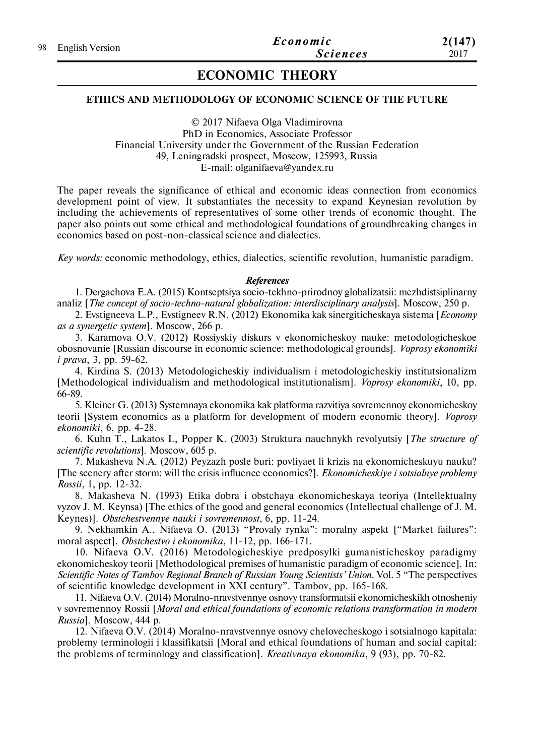# ECONOMIC THEORY

## ETHICS AND METHODOLOGY OF ECONOMIC SCIENCE OF THE FUTURE

© 2017 Nifaeva Olga Vladimirovna
PhD in Economics, Associate Professor
Financial University under the Government of the Russian Federation
49, Leningradski prospect, Moscow, 125993, Russia
E-mail: olganifaeva@yandex.ru

The paper reveals the significance of ethical and economic ideas connection from economics development point of view. It substantiates the necessity to expand Keynesian revolution by including the achievements of representatives of some other trends of economic thought. The paper also points out some ethical and methodological foundations of groundbreaking changes in economics based on post-non-classical science and dialectics.

*Key words:* economic methodology, ethics, dialectics, scientific revolution, humanistic paradigm.

### *References*

1. Dergachova E.A. (2015) Kontseptsiya socio-tekhno-prirodnoy globalizatsii: mezhdistsiplinarny analiz [*The concept of socio-techno-natural globalization: interdisciplinary analysis*]. Moscow, 250 p.
2. Evstigneeva L.P., Evstigneev R.N. (2012) Ekonomika kak sinergiticheskaya sistema [*Economy as a synergetic system*]. Moscow, 266 p.
3. Karamova O.V. (2012) Rossiyskiy diskurs v ekonomicheskoy nauke: metodologicheskoe obosnovanie [Russian discourse in economic science: methodological grounds]. *Voprosy ekonomiki i prava*, 3, pp. 59-62.
4. Kirdina S. (2013) Metodologicheskiy individualism i metodologicheskiy institutsionalizm [Methodological individualism and methodological institutionalism]. *Voprosy ekonomiki*, 10, pp. 66-89.
5. Kleiner G. (2013) Systemnaya ekonomika kak platforma razvitiya sovremennoy ekonomicheskoy teorii [System economics as a platform for development of modern economic theory]. *Voprosy ekonomiki*, 6, pp. 4-28.
6. Kuhn T., Lakatos I., Popper K. (2003) Struktura nauchnykh revolyutsiy [*The structure of scientific revolutions*]. Moscow, 605 p.
7. Makasheva N.A. (2012) Peyzazh posle buri: povliyaet li krizis na ekonomicheskuyu nauku? [The scenery after storm: will the crisis influence economics?]. *Ekonomicheskiye i sotsialnye problemy Rossii*, 1, pp. 12-32.
8. Makasheva N. (1993) Etika dobra i obstchaya ekonomicheskaya teoriya (Intellektualny vyzov J. M. Keynsa) [The ethics of the good and general economics (Intellectual challenge of J. M. Keynes)]. *Obstchestvennye nauki i sovremennost*, 6, pp. 11-24.
9. Nekhamkin A., Nifaeva O. (2013) "Provaly rynka": moralny aspekt ["Market failures": moral aspect]. *Obstchestvo i ekonomika*, 11-12, pp. 166-171.
10. Nifaeva O.V. (2016) Metodologicheskiye predposylki gumanisticheskoy paradigmy ekonomicheskoy teorii [Methodological premises of humanistic paradigm of economic science]. In: *Scientific Notes of Tambov Regional Branch of Russian Young Scientists' Union*. Vol. 5 "The perspectives of scientific knowledge development in XXI century". Tambov, pp. 165-168.
11. Nifaeva O.V. (2014) Moralno-nravstvennye osnovy transformatsii ekonomicheskikh otnosheniy v sovremennoy Rossii [*Moral and ethical foundations of economic relations transformation in modern Russia*]. Moscow, 444 p.
12. Nifaeva O.V. (2014) Moralno-nravstvennye osnovy chelovecheskogo i sotsialnogo kapitala: problemy terminologii i klassifikatsii [Moral and ethical foundations of human and social capital: the problems of terminology and classification]. *Kreativnaya ekonomika*, 9 (93), pp. 70-82.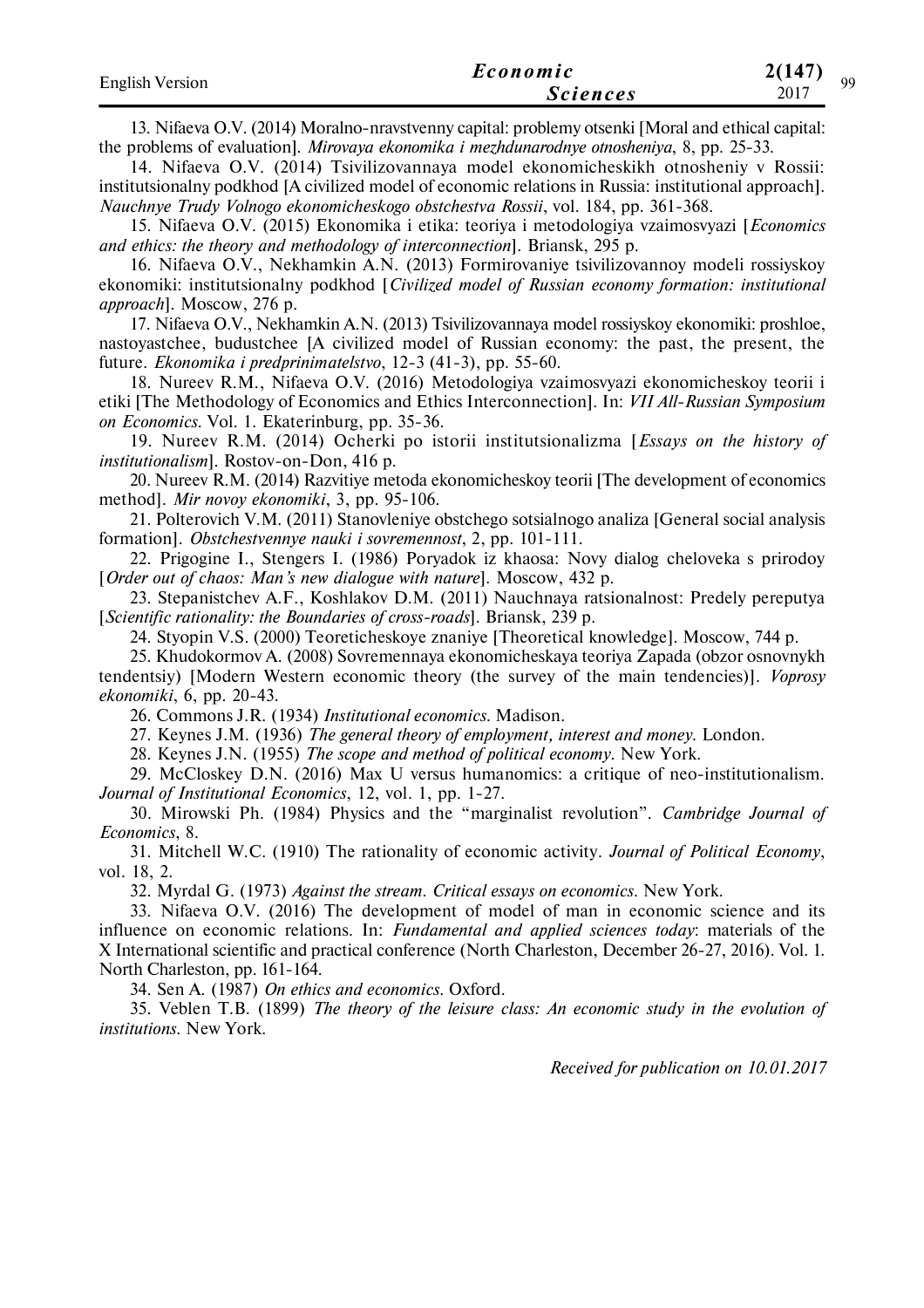13. Nifaeva O.V. (2014) Moralno-nravstvenny capital: problemy otsenki [Moral and ethical capital: the problems of evaluation]. *Mirovaya ekonomika i mezhdunarodnye otnosheniya*, 8, pp. 25-33.

14. Nifaeva O.V. (2014) Tsivilizovannaya model ekonomicheskikh otnosheniy v Rossii: institutsionalny podkhod [A civilized model of economic relations in Russia: institutional approach]. *Nauchnye Trudy Volnogo ekonomicheskogo obstchestva Rossii*, vol. 184, pp. 361-368.

15. Nifaeva O.V. (2015) Ekonomika i etika: teoriya i metodologiya vzaimosvyazi [*Economics and ethics: the theory and methodology of interconnection*]. Briansk, 295 p.

16. Nifaeva O.V., Nekhamkin A.N. (2013) Formirovaniye tsivilizovannoy modeli rossiyskoy ekonomiki: institutsionalny podkhod [*Civilized model of Russian economy formation: institutional approach*]. Moscow, 276 p.

17. Nifaeva O.V., Nekhamkin A.N. (2013) Tsivilizovannaya model rossiyskoy ekonomiki: proshloe, nastoyastchee, budustchee [A civilized model of Russian economy: the past, the present, the future. *Ekonomika i predprinimatelstvo*, 12-3 (41-3), pp. 55-60.

18. Nureev R.M., Nifaeva O.V. (2016) Metodologiya vzaimosvyazi ekonomicheskoy teorii i etiki [The Methodology of Economics and Ethics Interconnection]. In: *VII All-Russian Symposium on Economics*. Vol. 1. Ekaterinburg, pp. 35-36.

19. Nureev R.M. (2014) Ocherki po istorii institutsionalizma [*Essays on the history of institutionalism*]. Rostov-on-Don, 416 p.

20. Nureev R.M. (2014) Razvitiye metoda ekonomicheskoy teorii [The development of economics method]. *Mir novoy ekonomiki*, 3, pp. 95-106.

21. Polterovich V.M. (2011) Stanovleniye obstchego sotsialnogo analiza [General social analysis formation]. *Obstchestvennye nauki i sovremennost*, 2, pp. 101-111.

22. Prigogine I., Stengers I. (1986) Poryadok iz khaosa: Novy dialog cheloveka s prirodoy [*Order out of chaos: Man's new dialogue with nature*]. Moscow, 432 p.

23. Stepanistchev A.F., Koshlakov D.M. (2011) Nauchnaya ratsionalnost: Predely pereputya [*Scientific rationality: the Boundaries of cross-roads*]. Briansk, 239 p.

24. Styopin V.S. (2000) Teoreticheskoye znaniye [Theoretical knowledge]. Moscow, 744 p.

25. Khudokormov A. (2008) Sovremennaya ekonomicheskaya teoriya Zapada (obzor osnovnykh tendentsiy) [Modern Western economic theory (the survey of the main tendencies)]. *Voprosy ekonomiki*, 6, pp. 20-43.

26. Commons J.R. (1934) *Institutional economics*. Madison.

27. Keynes J.M. (1936) *The general theory of employment, interest and money*. London.

28. Keynes J.N. (1955) *The scope and method of political economy*. New York.

29. McCloskey D.N. (2016) Max U versus humanomics: a critique of neo-institutionalism. *Journal of Institutional Economics*, 12, vol. 1, pp. 1-27.

30. Mirowski Ph. (1984) Physics and the "marginalist revolution". *Cambridge Journal of Economics*, 8.

31. Mitchell W.C. (1910) The rationality of economic activity. *Journal of Political Economy*, vol. 18, 2.

32. Myrdal G. (1973) *Against the stream. Critical essays on economics*. New York.

33. Nifaeva O.V. (2016) The development of model of man in economic science and its influence on economic relations. In: *Fundamental and applied sciences today*: materials of the X International scientific and practical conference (North Charleston, December 26-27, 2016). Vol. 1. North Charleston, pp. 161-164.

34. Sen A. (1987) *On ethics and economics*. Oxford.

35. Veblen T.B. (1899) *The theory of the leisure class: An economic study in the evolution of institutions*. New York.

*Received for publication on 10.01.2017*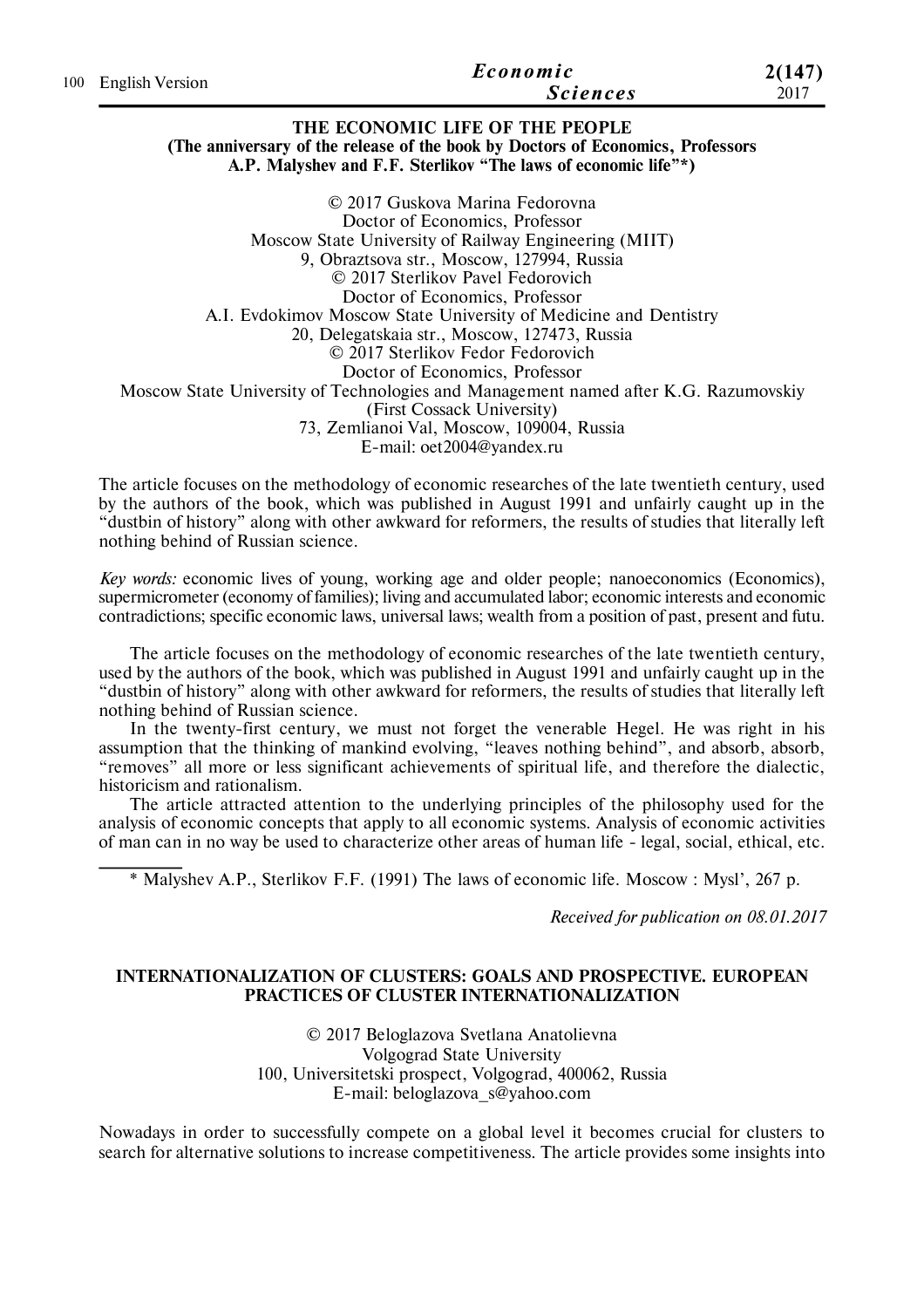## THE ECONOMIC LIFE OF THE PEOPLE

**(The anniversary of the release of the book by Doctors of Economics, Professors A.P. Malyshev and F.F. Sterlikov "The laws of economic life"*)**

© 2017 Guskova Marina Fedorovna
Doctor of Economics, Professor
Moscow State University of Railway Engineering (MIIT)
9, Obraztsova str., Moscow, 127994, Russia
© 2017 Sterlikov Pavel Fedorovich
Doctor of Economics, Professor
A.I. Evdokimov Moscow State University of Medicine and Dentistry
20, Delegatskaia str., Moscow, 127473, Russia
© 2017 Sterlikov Fedor Fedorovich
Doctor of Economics, Professor
Moscow State University of Technologies and Management named after K.G. Razumovskiy
(First Cossack University)
73, Zemlianoi Val, Moscow, 109004, Russia
E-mail: oet2004@yandex.ru

The article focuses on the methodology of economic researches of the late twentieth century, used by the authors of the book, which was published in August 1991 and unfairly caught up in the "dustbin of history" along with other awkward for reformers, the results of studies that literally left nothing behind of Russian science.

*Key words:* economic lives of young, working age and older people; nanoeconomics (Economics), supermicrometer (economy of families); living and accumulated labor; economic interests and economic contradictions; specific economic laws, universal laws; wealth from a position of past, present and futu.

The article focuses on the methodology of economic researches of the late twentieth century, used by the authors of the book, which was published in August 1991 and unfairly caught up in the "dustbin of history" along with other awkward for reformers, the results of studies that literally left nothing behind of Russian science.

In the twenty-first century, we must not forget the venerable Hegel. He was right in his assumption that the thinking of mankind evolving, "leaves nothing behind", and absorb, absorb, "removes" all more or less significant achievements of spiritual life, and therefore the dialectic, historicism and rationalism.

The article attracted attention to the underlying principles of the philosophy used for the analysis of economic concepts that apply to all economic systems. Analysis of economic activities of man can in no way be used to characterize other areas of human life - legal, social, ethical, etc.

---

* Malyshev A.P., Sterlikov F.F. (1991) The laws of economic life. Moscow : Mysl', 267 p.

*Received for publication on 08.01.2017*

## INTERNATIONALIZATION OF CLUSTERS: GOALS AND PROSPECTIVE. EUROPEAN PRACTICES OF CLUSTER INTERNATIONALIZATION

© 2017 Beloglazova Svetlana Anatolievna
Volgograd State University
100, Universitetski prospect, Volgograd, 400062, Russia
E-mail: beloglazova_s@yahoo.com

Nowadays in order to successfully compete on a global level it becomes crucial for clusters to search for alternative solutions to increase competitiveness. The article provides some insights into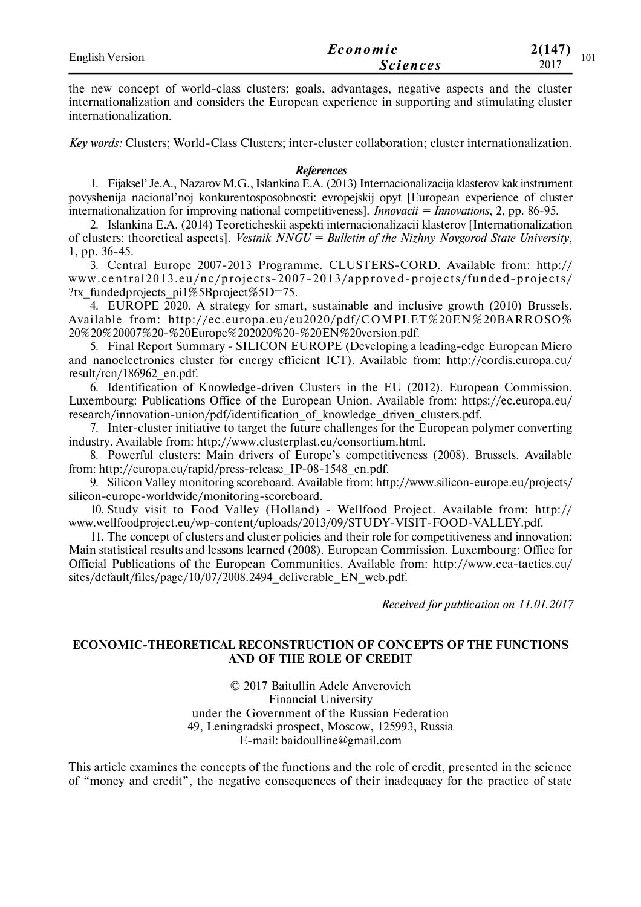the new concept of world-class clusters; goals, advantages, negative aspects and the cluster internationalization and considers the European experience in supporting and stimulating cluster internationalization.

*Key words:* Clusters; World-Class Clusters; inter-cluster collaboration; cluster internationalization.

### *References*

1. Fijaksel' Je.A., Nazarov M.G., Islankina E.A. (2013) Internacionalizacija klasterov kak instrument povyshenija nacional'noj konkurentosposobnosti: evropejskij opyt [European experience of cluster internationalization for improving national competitiveness]. *Innovacii = Innovations*, 2, pp. 86-95.
2. Islankina E.A. (2014) Teoreticheskii aspekti internacionalizacii klasterov [Internationalization of clusters: theoretical aspects]. *Vestnik NNGU = Bulletin of the Nizhny Novgorod State University*, 1, pp. 36-45.
3. Central Europe 2007-2013 Programme. CLUSTERS-CORD. Available from: http://www.central2013.eu/nc/projects-2007-2013/approved-projects/funded-projects/?tx_fundedprojects_pi1%5Bproject%5D=75.
4. EUROPE 2020. A strategy for smart, sustainable and inclusive growth (2010) Brussels. Available from: http://ec.europa.eu/eu2020/pdf/COMPLET%20EN%20BARROSO%20%20%20007%20-%20Europe%202020%20-%20EN%20version.pdf.
5. Final Report Summary - SILICON EUROPE (Developing a leading-edge European Micro and nanoelectronics cluster for energy efficient ICT). Available from: http://cordis.europa.eu/result/rcn/186962_en.pdf.
6. Identification of Knowledge-driven Clusters in the EU (2012). European Commission. Luxembourg: Publications Office of the European Union. Available from: https://ec.europa.eu/research/innovation-union/pdf/identification_of_knowledge_driven_clusters.pdf.
7. Inter-cluster initiative to target the future challenges for the European polymer converting industry. Available from: http://www.clusterplast.eu/consortium.html.
8. Powerful clusters: Main drivers of Europe's competitiveness (2008). Brussels. Available from: http://europa.eu/rapid/press-release_IP-08-1548_en.pdf.
9. Silicon Valley monitoring scoreboard. Available from: http://www.silicon-europe.eu/projects/silicon-europe-worldwide/monitoring-scoreboard.
10. Study visit to Food Valley (Holland) - Wellfood Project. Available from: http://www.wellfoodproject.eu/wp-content/uploads/2013/09/STUDY-VISIT-FOOD-VALLEY.pdf.
11. The concept of clusters and cluster policies and their role for competitiveness and innovation: Main statistical results and lessons learned (2008). European Commission. Luxembourg: Office for Official Publications of the European Communities. Available from: http://www.eca-tactics.eu/sites/default/files/page/10/07/2008.2494_deliverable_EN_web.pdf.

*Received for publication on 11.01.2017*

## ECONOMIC-THEORETICAL RECONSTRUCTION OF CONCEPTS OF THE FUNCTIONS AND OF THE ROLE OF CREDIT

© 2017 Baitullin Adele Anverovich
Financial University
under the Government of the Russian Federation
49, Leningradski prospect, Moscow, 125993, Russia
E-mail: baidoulline@gmail.com

This article examines the concepts of the functions and the role of credit, presented in the science of "money and credit", the negative consequences of their inadequacy for the practice of state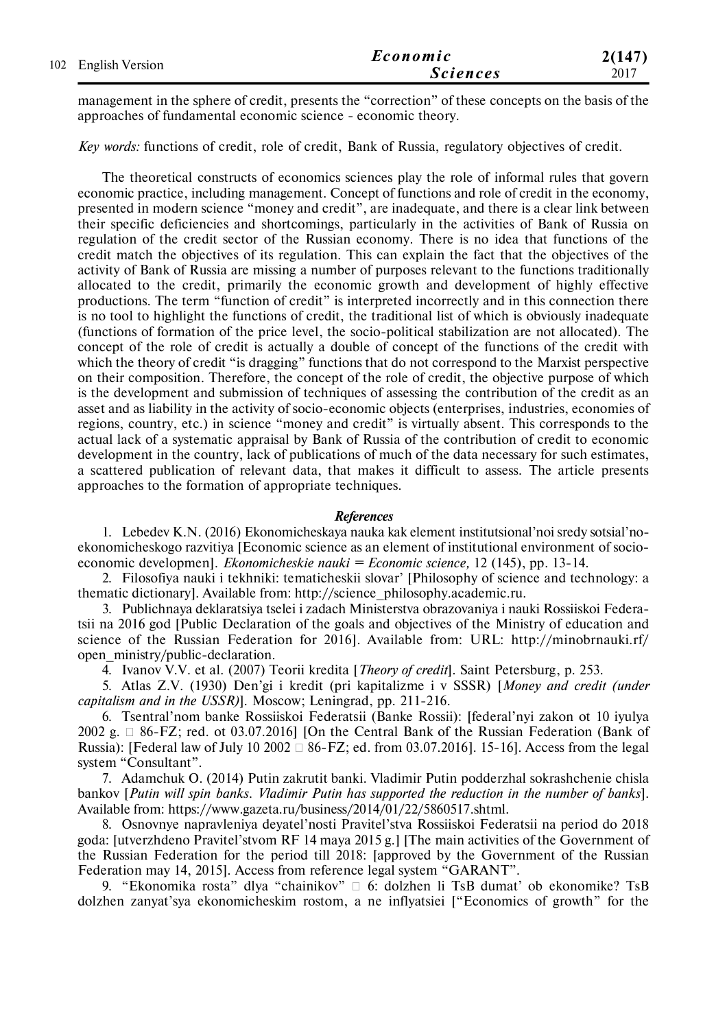management in the sphere of credit, presents the "correction" of these concepts on the basis of the approaches of fundamental economic science - economic theory.

*Key words:* functions of credit, role of credit, Bank of Russia, regulatory objectives of credit.

The theoretical constructs of economics sciences play the role of informal rules that govern economic practice, including management. Concept of functions and role of credit in the economy, presented in modern science "money and credit", are inadequate, and there is a clear link between their specific deficiencies and shortcomings, particularly in the activities of Bank of Russia on regulation of the credit sector of the Russian economy. There is no idea that functions of the credit match the objectives of its regulation. This can explain the fact that the objectives of the activity of Bank of Russia are missing a number of purposes relevant to the functions traditionally allocated to the credit, primarily the economic growth and development of highly effective productions. The term "function of credit" is interpreted incorrectly and in this connection there is no tool to highlight the functions of credit, the traditional list of which is obviously inadequate (functions of formation of the price level, the socio-political stabilization are not allocated). The concept of the role of credit is actually a double of concept of the functions of the credit with which the theory of credit "is dragging" functions that do not correspond to the Marxist perspective on their composition. Therefore, the concept of the role of credit, the objective purpose of which is the development and submission of techniques of assessing the contribution of the credit as an asset and as liability in the activity of socio-economic objects (enterprises, industries, economies of regions, country, etc.) in science "money and credit" is virtually absent. This corresponds to the actual lack of a systematic appraisal by Bank of Russia of the contribution of credit to economic development in the country, lack of publications of much of the data necessary for such estimates, a scattered publication of relevant data, that makes it difficult to assess. The article presents approaches to the formation of appropriate techniques.

### *References*

1. Lebedev K.N. (2016) Ekonomicheskaya nauka kak element institutsional'noi sredy sotsial'no-ekonomicheskogo razvitiya [Economic science as an element of institutional environment of socio-economic developmen]. *Ekonomicheskie nauki = Economic science,* 12 (145), pp. 13-14.

2. Filosofiya nauki i tekhniki: tematicheskii slovar' [Philosophy of science and technology: a thematic dictionary]. Available from: http://science_philosophy.academic.ru.

3. Publichnaya deklaratsiya tselei i zadach Ministerstva obrazovaniya i nauki Rossiiskoi Federatsii na 2016 god [Public Declaration of the goals and objectives of the Ministry of education and science of the Russian Federation for 2016]. Available from: URL: http://minobrnauki.rf/open_ministry/public-declaration.

4. Ivanov V.V. et al. (2007) Teorii kredita [*Theory of credit*]. Saint Petersburg, p. 253.

5. Atlas Z.V. (1930) Den'gi i kredit (pri kapitalizme i v SSSR) [*Money and credit (under capitalism and in the USSR)*]. Moscow; Leningrad, pp. 211-216.

6. Tsentral'nom banke Rossiiskoi Federatsii (Banke Rossii): [federal'nyi zakon ot 10 iyulya 2002 g. □ 86-FZ; red. ot 03.07.2016] [On the Central Bank of the Russian Federation (Bank of Russia): [Federal law of July 10 2002 □ 86-FZ; ed. from 03.07.2016]. 15-16]. Access from the legal system "Consultant".

7. Adamchuk O. (2014) Putin zakrutit banki. Vladimir Putin podderzhal sokrashchenie chisla bankov [*Putin will spin banks. Vladimir Putin has supported the reduction in the number of banks*]. Available from: https://www.gazeta.ru/business/2014/01/22/5860517.shtml.

8. Osnovnye napravleniya deyatel'nosti Pravitel'stva Rossiiskoi Federatsii na period do 2018 goda: [utverzhdeno Pravitel'stvom RF 14 maya 2015 g.] [The main activities of the Government of the Russian Federation for the period till 2018: [approved by the Government of the Russian Federation may 14, 2015]. Access from reference legal system "GARANT".

9. "Ekonomika rosta" dlya "chainikov" □ 6: dolzhen li TsB dumat' ob ekonomike? TsB dolzhen zanyat'sya ekonomicheskim rostom, a ne inflyatsiei ["Economics of growth" for the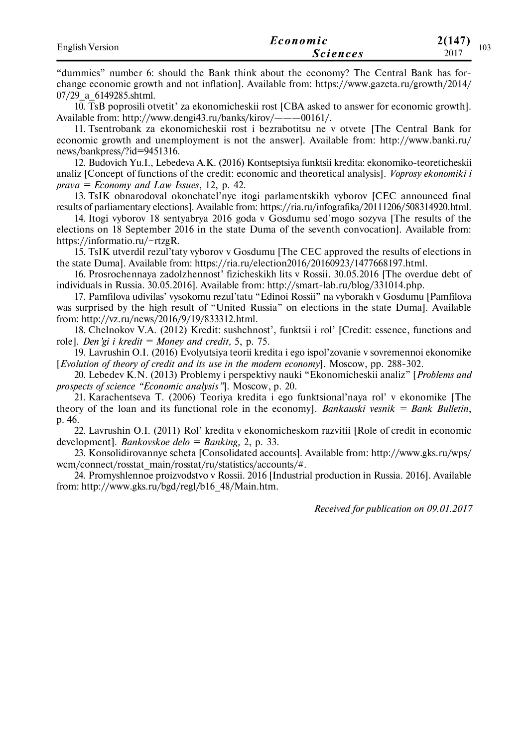"dummies" number 6: should the Bank think about the economy? The Central Bank has forchange economic growth and not inflation]. Available from: https://www.gazeta.ru/growth/2014/07/29_a_6149285.shtml.

10. TsB poprosili otvetit' za ekonomicheskii rost [CBA asked to answer for economic growth]. Available from: http://www.dengi43.ru/banks/kirov/———00161/.

11. Tsentrobank za ekonomicheskii rost i bezrabotitsu ne v otvete [The Central Bank for economic growth and unemployment is not the answer]. Available from: http://www.banki.ru/news/bankpress/?id=9451316.

12. Budovich Yu.I., Lebedeva A.K. (2016) Kontseptsiya funktsii kredita: ekonomiko-teoreticheskii analiz [Concept of functions of the credit: economic and theoretical analysis]. *Voprosy ekonomiki i prava = Economy and Law Issues*, 12, p. 42.

13. TsIK obnarodoval okonchatel'nye itogi parlamentskikh vyborov [CEC announced final results of parliamentary elections]. Available from: https://ria.ru/infografika/20111206/508314920.html.

14. Itogi vyborov 18 sentyabrya 2016 goda v Gosdumu sed'mogo sozyva [The results of the elections on 18 September 2016 in the state Duma of the seventh convocation]. Available from: https://informatio.ru/~rtzgR.

15. TsIK utverdil rezul'taty vyborov v Gosdumu [The CEC approved the results of elections in the state Duma]. Available from: https://ria.ru/election2016/20160923/1477668197.html.

16. Prosrochennaya zadolzhennost' fizicheskikh lits v Rossii. 30.05.2016 [The overdue debt of individuals in Russia. 30.05.2016]. Available from: http://smart-lab.ru/blog/331014.php.

17. Pamfilova udivilas' vysokomu rezul'tatu "Edinoi Rossii" na vyborakh v Gosdumu [Pamfilova was surprised by the high result of "United Russia" on elections in the state Duma]. Available from: http://vz.ru/news/2016/9/19/833312.html.

18. Chelnokov V.A. (2012) Kredit: sushchnost', funktsii i rol' [Credit: essence, functions and role]. *Den'gi i kredit = Money and credit,* 5, p. 75.

19. Lavrushin O.I. (2016) Evolyutsiya teorii kredita i ego ispol'zovanie v sovremennoi ekonomike [*Evolution of theory of credit and its use in the modern economy*]. Moscow, pp. 288-302.

20. Lebedev K.N. (2013) Problemy i perspektivy nauki "Ekonomicheskii analiz" [*Problems and prospects of science "Economic analysis"*]. Moscow, p. 20.

21. Karachentseva T. (2006) Teoriya kredita i ego funktsional'naya rol' v ekonomike [The theory of the loan and its functional role in the economy]. *Bankauski vesnik = Bank Bulletin*, p. 46.

22. Lavrushin O.I. (2011) Rol' kredita v ekonomicheskom razvitii [Role of credit in economic development]. *Bankovskoe delo = Banking,* 2, p. 33.

23. Konsolidirovannye scheta [Consolidated accounts]. Available from: http://www.gks.ru/wps/wcm/connect/rosstat_main/rosstat/ru/statistics/accounts/#.

24. Promyshlennoe proizvodstvo v Rossii. 2016 [Industrial production in Russia. 2016]. Available from: http://www.gks.ru/bgd/regl/b16_48/Main.htm.

*Received for publication on 09.01.2017*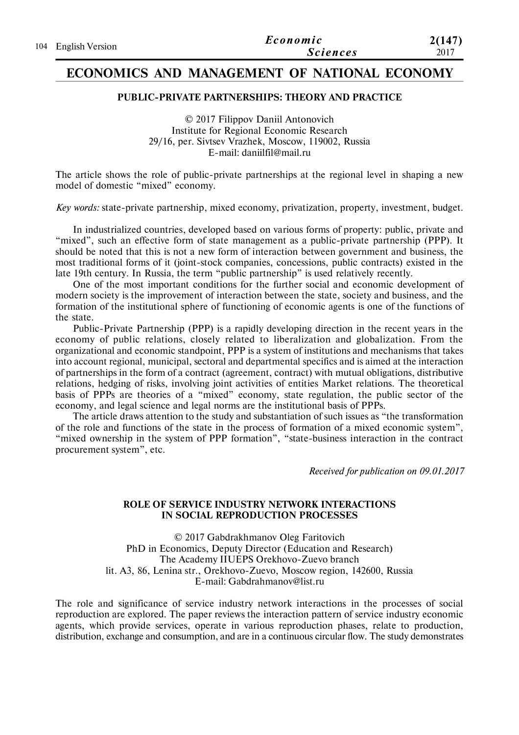# ECONOMICS AND MANAGEMENT OF NATIONAL ECONOMY

## PUBLIC-PRIVATE PARTNERSHIPS: THEORY AND PRACTICE

© 2017 Filippov Daniil Antonovich
Institute for Regional Economic Research
29/16, per. Sivtsev Vrazhek, Moscow, 119002, Russia
E-mail: daniilfil@mail.ru

The article shows the role of public-private partnerships at the regional level in shaping a new model of domestic "mixed" economy.

*Key words:* state-private partnership, mixed economy, privatization, property, investment, budget.

In industrialized countries, developed based on various forms of property: public, private and "mixed", such an effective form of state management as a public-private partnership (PPP). It should be noted that this is not a new form of interaction between government and business, the most traditional forms of it (joint-stock companies, concessions, public contracts) existed in the late 19th century. In Russia, the term "public partnership" is used relatively recently.

One of the most important conditions for the further social and economic development of modern society is the improvement of interaction between the state, society and business, and the formation of the institutional sphere of functioning of economic agents is one of the functions of the state.

Public-Private Partnership (PPP) is a rapidly developing direction in the recent years in the economy of public relations, closely related to liberalization and globalization. From the organizational and economic standpoint, PPP is a system of institutions and mechanisms that takes into account regional, municipal, sectoral and departmental specifics and is aimed at the interaction of partnerships in the form of a contract (agreement, contract) with mutual obligations, distributive relations, hedging of risks, involving joint activities of entities Market relations. The theoretical basis of PPPs are theories of a "mixed" economy, state regulation, the public sector of the economy, and legal science and legal norms are the institutional basis of PPPs.

The article draws attention to the study and substantiation of such issues as "the transformation of the role and functions of the state in the process of formation of a mixed economic system", "mixed ownership in the system of PPP formation", "state-business interaction in the contract procurement system", etc.

*Received for publication on 09.01.2017*

## ROLE OF SERVICE INDUSTRY NETWORK INTERACTIONS IN SOCIAL REPRODUCTION PROCESSES

© 2017 Gabdrakhmanov Oleg Faritovich
PhD in Economics, Deputy Director (Education and Research)
The Academy IIUEPS Orekhovo-Zuevo branch
lit. A3, 86, Lenina str., Orekhovo-Zuevo, Moscow region, 142600, Russia
E-mail: Gabdrahmanov@list.ru

The role and significance of service industry network interactions in the processes of social reproduction are explored. The paper reviews the interaction pattern of service industry economic agents, which provide services, operate in various reproduction phases, relate to production, distribution, exchange and consumption, and are in a continuous circular flow. The study demonstrates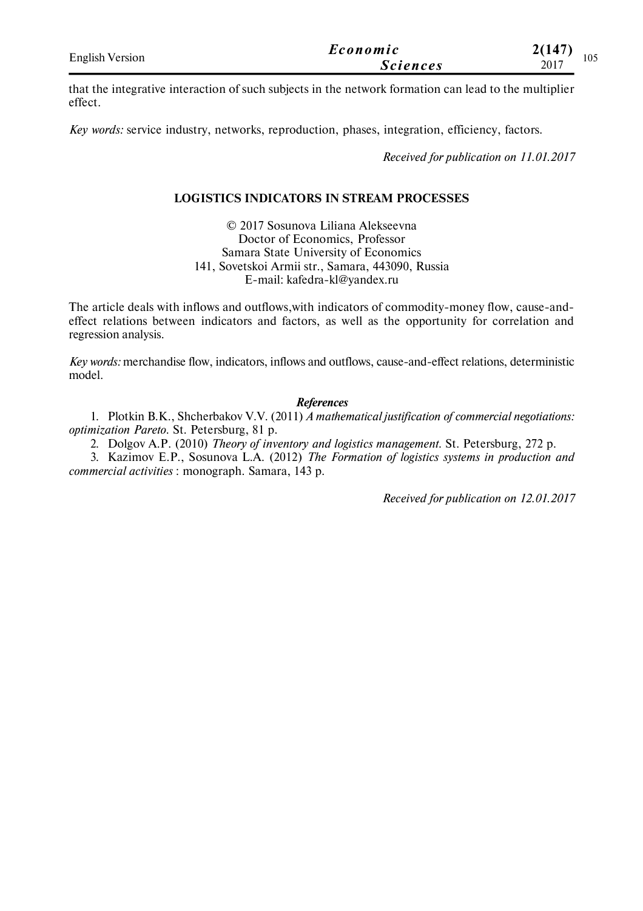that the integrative interaction of such subjects in the network formation can lead to the multiplier effect.

*Key words:* service industry, networks, reproduction, phases, integration, efficiency, factors.

*Received for publication on 11.01.2017*

## LOGISTICS INDICATORS IN STREAM PROCESSES

© 2017 Sosunova Liliana Alekseevna
Doctor of Economics, Professor
Samara State University of Economics
141, Sovetskoi Armii str., Samara, 443090, Russia
E-mail: kafedra-kl@yandex.ru

The article deals with inflows and outflows,with indicators of commodity-money flow, cause-and-effect relations between indicators and factors, as well as the opportunity for correlation and regression analysis.

*Key words:* merchandise flow, indicators, inflows and outflows, cause-and-effect relations, deterministic model.

### *References*

1. Plotkin B.K., Shcherbakov V.V. (2011) *A mathematical justification of commercial negotiations: optimization Pareto.* St. Petersburg, 81 p.
2. Dolgov A.P. (2010) *Theory of inventory and logistics management.* St. Petersburg, 272 p.
3. Kazimov E.P., Sosunova L.A. (2012) *The Formation of logistics systems in production and commercial activities* : monograph. Samara, 143 p.

*Received for publication on 12.01.2017*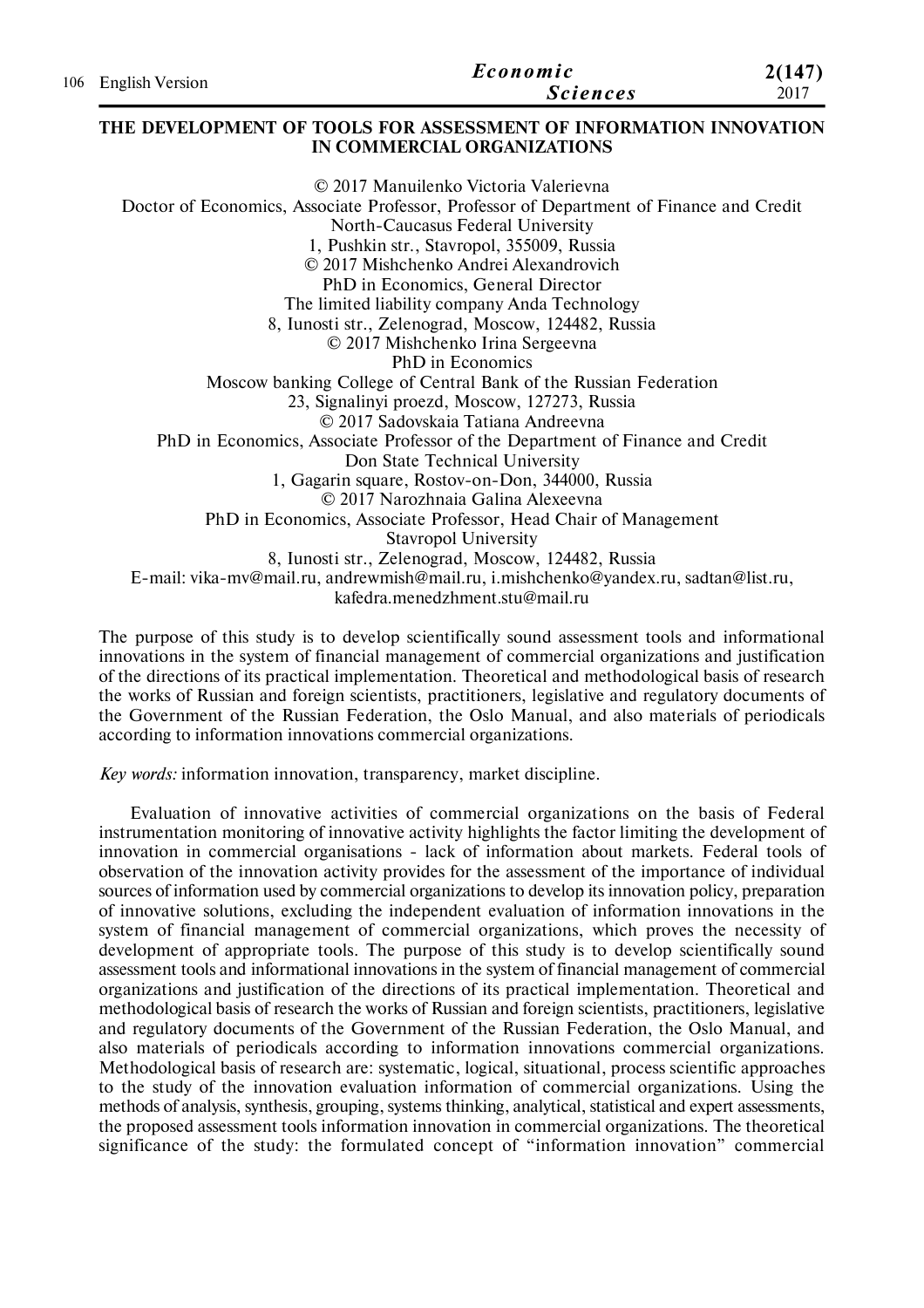# THE DEVELOPMENT OF TOOLS FOR ASSESSMENT OF INFORMATION INNOVATION IN COMMERCIAL ORGANIZATIONS

© 2017 Manuilenko Victoria Valerievna
Doctor of Economics, Associate Professor, Professor of Department of Finance and Credit
North-Caucasus Federal University
1, Pushkin str., Stavropol, 355009, Russia
© 2017 Mishchenko Andrei Alexandrovich
PhD in Economics, General Director
The limited liability company Anda Technology
8, Iunosti str., Zelenograd, Moscow, 124482, Russia
© 2017 Mishchenko Irina Sergeevna
PhD in Economics
Moscow banking College of Central Bank of the Russian Federation
23, Signalinyi proezd, Moscow, 127273, Russia
© 2017 Sadovskaia Tatiana Andreevna
PhD in Economics, Associate Professor of the Department of Finance and Credit
Don State Technical University
1, Gagarin square, Rostov-on-Don, 344000, Russia
© 2017 Narozhnaia Galina Alexeevna
PhD in Economics, Associate Professor, Head Chair of Management
Stavropol University
8, Iunosti str., Zelenograd, Moscow, 124482, Russia
E-mail: vika-mv@mail.ru, andrewmish@mail.ru, i.mishchenko@yandex.ru, sadtan@list.ru, kafedra.menedzhment.stu@mail.ru

The purpose of this study is to develop scientifically sound assessment tools and informational innovations in the system of financial management of commercial organizations and justification of the directions of its practical implementation. Theoretical and methodological basis of research the works of Russian and foreign scientists, practitioners, legislative and regulatory documents of the Government of the Russian Federation, the Oslo Manual, and also materials of periodicals according to information innovations commercial organizations.

*Key words:* information innovation, transparency, market discipline.

Evaluation of innovative activities of commercial organizations on the basis of Federal instrumentation monitoring of innovative activity highlights the factor limiting the development of innovation in commercial organisations - lack of information about markets. Federal tools of observation of the innovation activity provides for the assessment of the importance of individual sources of information used by commercial organizations to develop its innovation policy, preparation of innovative solutions, excluding the independent evaluation of information innovations in the system of financial management of commercial organizations, which proves the necessity of development of appropriate tools. The purpose of this study is to develop scientifically sound assessment tools and informational innovations in the system of financial management of commercial organizations and justification of the directions of its practical implementation. Theoretical and methodological basis of research the works of Russian and foreign scientists, practitioners, legislative and regulatory documents of the Government of the Russian Federation, the Oslo Manual, and also materials of periodicals according to information innovations commercial organizations. Methodological basis of research are: systematic, logical, situational, process scientific approaches to the study of the innovation evaluation information of commercial organizations. Using the methods of analysis, synthesis, grouping, systems thinking, analytical, statistical and expert assessments, the proposed assessment tools information innovation in commercial organizations. The theoretical significance of the study: the formulated concept of "information innovation" commercial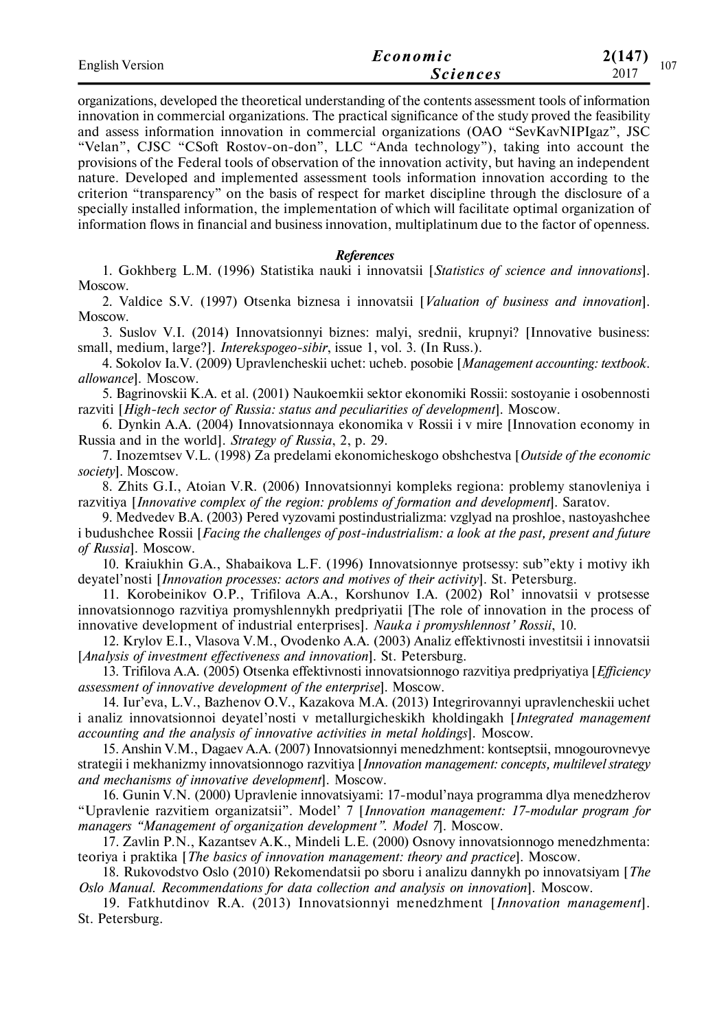organizations, developed the theoretical understanding of the contents assessment tools of information innovation in commercial organizations. The practical significance of the study proved the feasibility and assess information innovation in commercial organizations (OAO "SevKavNIPIgaz", JSC "Velan", CJSC "CSoft Rostov-on-don", LLC "Anda technology"), taking into account the provisions of the Federal tools of observation of the innovation activity, but having an independent nature. Developed and implemented assessment tools information innovation according to the criterion "transparency" on the basis of respect for market discipline through the disclosure of a specially installed information, the implementation of which will facilitate optimal organization of information flows in financial and business innovation, multiplatinum due to the factor of openness.

### *References*

1. Gokhberg L.M. (1996) Statistika nauki i innovatsii [*Statistics of science and innovations*]. Moscow.

2. Valdice S.V. (1997) Otsenka biznesa i innovatsii [*Valuation of business and innovation*]. Moscow.

3. Suslov V.I. (2014) Innovatsionnyi biznes: malyi, srednii, krupnyi? [Innovative business: small, medium, large?]. *Interekspogeo-sibir*, issue 1, vol. 3. (In Russ.).

4. Sokolov Ia.V. (2009) Upravlencheskii uchet: ucheb. posobie [*Management accounting: textbook. allowance*]. Moscow.

5. Bagrinovskii K.A. et al. (2001) Naukoemkii sektor ekonomiki Rossii: sostoyanie i osobennosti razviti [*High-tech sector of Russia: status and peculiarities of development*]. Moscow.

6. Dynkin A.A. (2004) Innovatsionnaya ekonomika v Rossii i v mire [Innovation economy in Russia and in the world]. *Strategy of Russia*, 2, p. 29.

7. Inozemtsev V.L. (1998) Za predelami ekonomicheskogo obshchestva [*Outside of the economic society*]. Moscow.

8. Zhits G.I., Atoian V.R. (2006) Innovatsionnyi kompleks regiona: problemy stanovleniya i razvitiya [*Innovative complex of the region: problems of formation and development*]. Saratov.

9. Medvedev B.A. (2003) Pered vyzovami postindustrializma: vzglyad na proshloe, nastoyashchee i budushchee Rossii [*Facing the challenges of post-industrialism: a look at the past, present and future of Russia*]. Moscow.

10. Kraiukhin G.A., Shabaikova L.F. (1996) Innovatsionnye protsessy: sub"ekty i motivy ikh deyatel'nosti [*Innovation processes: actors and motives of their activity*]. St. Petersburg.

11. Korobeinikov O.P., Trifilova A.A., Korshunov I.A. (2002) Rol' innovatsii v protsesse innovatsionnogo razvitiya promyshlennykh predpriyatii [The role of innovation in the process of innovative development of industrial enterprises]. *Nauka i promyshlennost' Rossii*, 10.

12. Krylov E.I., Vlasova V.M., Ovodenko A.A. (2003) Analiz effektivnosti investitsii i innovatsii [*Analysis of investment effectiveness and innovation*]. St. Petersburg.

13. Trifilova A.A. (2005) Otsenka effektivnosti innovatsionnogo razvitiya predpriyatiya [*Efficiency assessment of innovative development of the enterprise*]. Moscow.

14. Iur'eva, L.V., Bazhenov O.V., Kazakova M.A. (2013) Integrirovannyi upravlencheskii uchet i analiz innovatsionnoi deyatel'nosti v metallurgicheskikh kholdingakh [*Integrated management accounting and the analysis of innovative activities in metal holdings*]. Moscow.

15. Anshin V.M., Dagaev A.A. (2007) Innovatsionnyi menedzhment: kontseptsii, mnogourovnevye strategii i mekhanizmy innovatsionnogo razvitiya [*Innovation management: concepts, multilevel strategy and mechanisms of innovative development*]. Moscow.

16. Gunin V.N. (2000) Upravlenie innovatsiyami: 17-modul'naya programma dlya menedzherov "Upravlenie razvitiem organizatsii". Model' 7 [*Innovation management: 17-modular program for managers "Management of organization development". Model 7*]. Moscow.

17. Zavlin P.N., Kazantsev A.K., Mindeli L.E. (2000) Osnovy innovatsionnogo menedzhmenta: teoriya i praktika [*The basics of innovation management: theory and practice*]. Moscow.

18. Rukovodstvo Oslo (2010) Rekomendatsii po sboru i analizu dannykh po innovatsiyam [*The Oslo Manual. Recommendations for data collection and analysis on innovation*]. Moscow.

19. Fatkhutdinov R.A. (2013) Innovatsionnyi menedzhment [*Innovation management*]. St. Petersburg.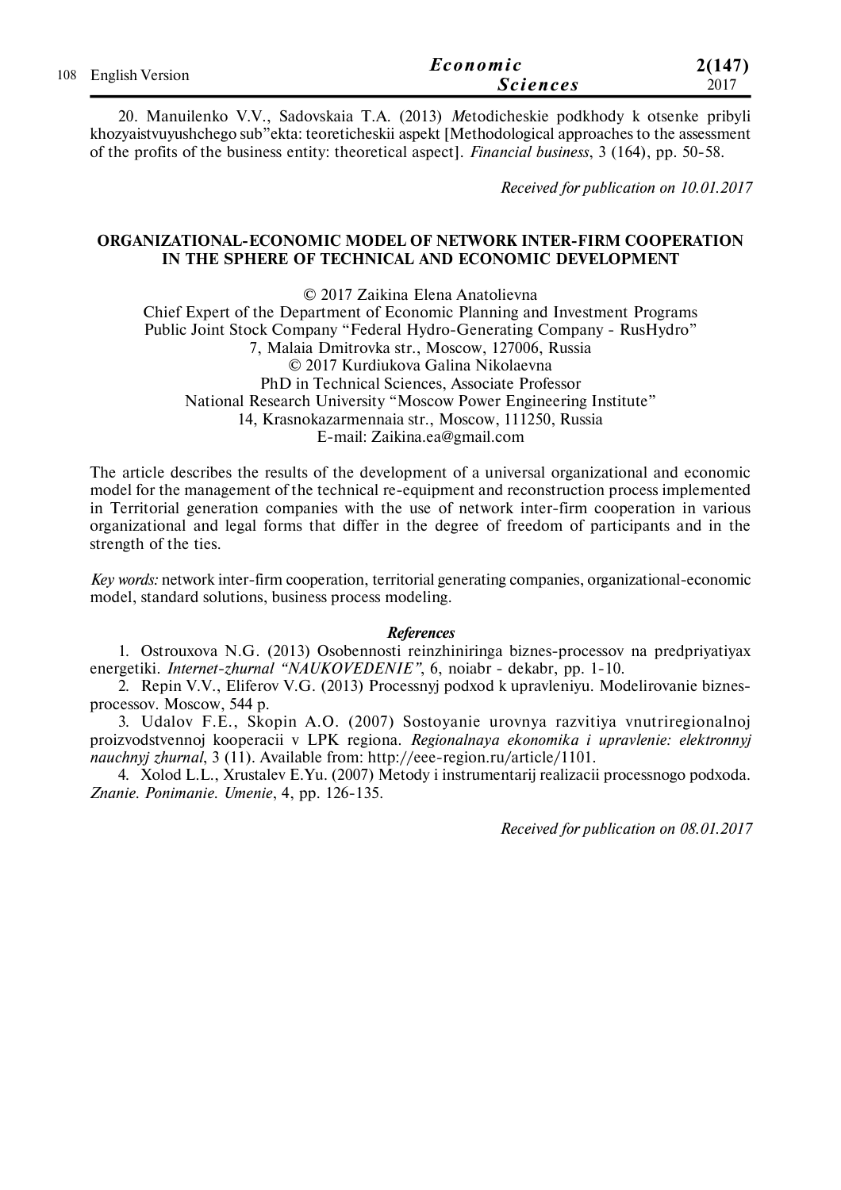20. Manuilenko V.V., Sadovskaia T.A. (2013) *M*etodicheskie podkhody k otsenke pribyli khozyaistvuyushchego sub"ekta: teoreticheskii aspekt [Methodological approaches to the assessment of the profits of the business entity: theoretical aspect]. *Financial business*, 3 (164), pp. 50-58.

*Received for publication on 10.01.2017*

## ORGANIZATIONAL-ECONOMIC MODEL OF NETWORK INTER-FIRM COOPERATION IN THE SPHERE OF TECHNICAL AND ECONOMIC DEVELOPMENT

© 2017 Zaikina Elena Anatolievna
Chief Expert of the Department of Economic Planning and Investment Programs
Public Joint Stock Company "Federal Hydro-Generating Company - RusHydro"
7, Malaia Dmitrovka str., Moscow, 127006, Russia
© 2017 Kurdiukova Galina Nikolaevna
PhD in Technical Sciences, Associate Professor
National Research University "Moscow Power Engineering Institute"
14, Krasnokazarmennaia str., Moscow, 111250, Russia
E-mail: Zaikina.ea@gmail.com

The article describes the results of the development of a universal organizational and economic model for the management of the technical re-equipment and reconstruction process implemented in Territorial generation companies with the use of network inter-firm cooperation in various organizational and legal forms that differ in the degree of freedom of participants and in the strength of the ties.

*Key words:* network inter-firm cooperation, territorial generating companies, organizational-economic model, standard solutions, business process modeling.

### *References*

1. Ostrouxova N.G. (2013) Osobennosti reinzhiniringa biznes-processov na predpriyatiyax energetiki. *Internet-zhurnal "NAUKOVEDENIE"*, 6, noiabr - dekabr, pp. 1-10.
2. Repin V.V., Eliferov V.G. (2013) Processnyj podxod k upravleniyu. Modelirovanie biznes-processov. Moscow, 544 p.
3. Udalov F.E., Skopin A.O. (2007) Sostoyanie urovnya razvitiya vnutriregionalnoj proizvodstvennoj kooperacii v LPK regiona. *Regionalnaya ekonomika i upravlenie: elektronnyj nauchnyj zhurnal*, 3 (11). Available from: http://eee-region.ru/article/1101.
4. Xolod L.L., Xrustalev E.Yu. (2007) Metody i instrumentarij realizacii processnogo podxoda. *Znanie. Ponimanie. Umenie*, 4, pp. 126-135.

*Received for publication on 08.01.2017*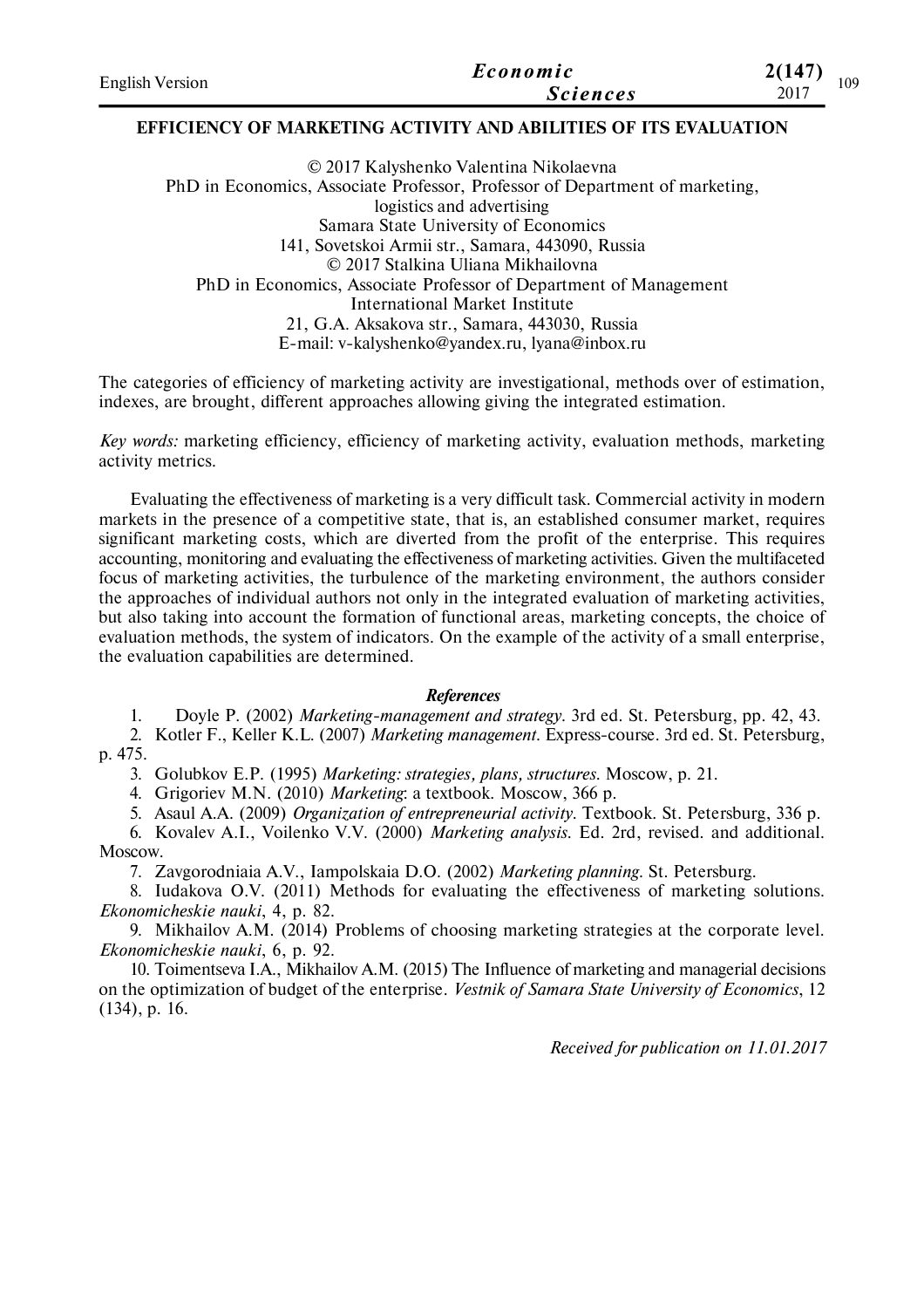# EFFICIENCY OF MARKETING ACTIVITY AND ABILITIES OF ITS EVALUATION

© 2017 Kalyshenko Valentina Nikolaevna
PhD in Economics, Associate Professor, Professor of Department of marketing, logistics and advertising
Samara State University of Economics
141, Sovetskoi Armii str., Samara, 443090, Russia
© 2017 Stalkina Uliana Mikhailovna
PhD in Economics, Associate Professor of Department of Management
International Market Institute
21, G.A. Aksakova str., Samara, 443030, Russia
E-mail: v-kalyshenko@yandex.ru, lyana@inbox.ru

The categories of efficiency of marketing activity are investigational, methods over of estimation, indexes, are brought, different approaches allowing giving the integrated estimation.

*Key words:* marketing efficiency, efficiency of marketing activity, evaluation methods, marketing activity metrics.

Evaluating the effectiveness of marketing is a very difficult task. Commercial activity in modern markets in the presence of a competitive state, that is, an established consumer market, requires significant marketing costs, which are diverted from the profit of the enterprise. This requires accounting, monitoring and evaluating the effectiveness of marketing activities. Given the multifaceted focus of marketing activities, the turbulence of the marketing environment, the authors consider the approaches of individual authors not only in the integrated evaluation of marketing activities, but also taking into account the formation of functional areas, marketing concepts, the choice of evaluation methods, the system of indicators. On the example of the activity of a small enterprise, the evaluation capabilities are determined.

### *References*

1. Doyle P. (2002) *Marketing-management and strategy*. 3rd ed. St. Petersburg, pp. 42, 43.
2. Kotler F., Keller K.L. (2007) *Marketing management*. Express-course. 3rd ed. St. Petersburg, p. 475.
3. Golubkov E.P. (1995) *Marketing: strategies, plans, structures*. Moscow, p. 21.
4. Grigoriev M.N. (2010) *Marketing*: a textbook. Moscow, 366 p.
5. Asaul A.A. (2009) *Organization of entrepreneurial activity*. Textbook. St. Petersburg, 336 p.
6. Kovalev A.I., Voilenko V.V. (2000) *Marketing analysis*. Ed. 2rd, revised. and additional. Moscow.
7. Zavgorodniaia A.V., Iampolskaia D.O. (2002) *Marketing planning*. St. Petersburg.
8. Iudakova O.V. (2011) Methods for evaluating the effectiveness of marketing solutions. *Ekonomicheskie nauki*, 4, p. 82.
9. Mikhailov A.M. (2014) Problems of choosing marketing strategies at the corporate level. *Ekonomicheskie nauki*, 6, p. 92.
10. Toimentseva I.A., Mikhailov A.M. (2015) The Influence of marketing and managerial decisions on the optimization of budget of the enterprise. *Vestnik of Samara State University of Economics*, 12 (134), p. 16.

*Received for publication on 11.01.2017*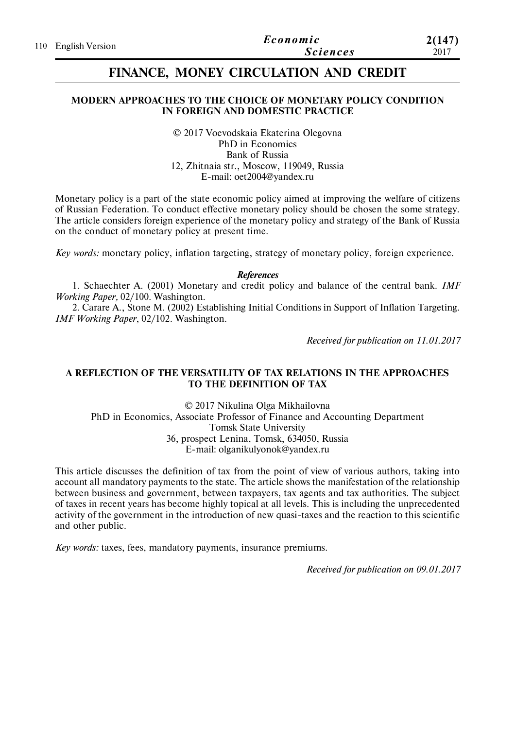# FINANCE, MONEY CIRCULATION AND CREDIT

## MODERN APPROACHES TO THE CHOICE OF MONETARY POLICY CONDITION IN FOREIGN AND DOMESTIC PRACTICE

© 2017 Voevodskaia Ekaterina Olegovna
PhD in Economics
Bank of Russia
12, Zhitnaia str., Moscow, 119049, Russia
E-mail: oet2004@yandex.ru

Monetary policy is a part of the state economic policy aimed at improving the welfare of citizens of Russian Federation. To conduct effective monetary policy should be chosen the some strategy. The article considers foreign experience of the monetary policy and strategy of the Bank of Russia on the conduct of monetary policy at present time.

*Key words:* monetary policy, inflation targeting, strategy of monetary policy, foreign experience.

***References***

1. Schaechter A. (2001) Monetary and credit policy and balance of the central bank. *IMF Working Paper,* 02/100. Washington.
2. Carare A., Stone M. (2002) Establishing Initial Conditions in Support of Inflation Targeting. *IMF Working Paper*, 02/102. Washington.

*Received for publication on 11.01.2017*

## A REFLECTION OF THE VERSATILITY OF TAX RELATIONS IN THE APPROACHES TO THE DEFINITION OF TAX

© 2017 Nikulina Olga Mikhailovna
PhD in Economics, Associate Professor of Finance and Accounting Department
Tomsk State University
36, prospect Lenina, Tomsk, 634050, Russia
E-mail: olganikulyonok@yandex.ru

This article discusses the definition of tax from the point of view of various authors, taking into account all mandatory payments to the state. The article shows the manifestation of the relationship between business and government, between taxpayers, tax agents and tax authorities. The subject of taxes in recent years has become highly topical at all levels. This is including the unprecedented activity of the government in the introduction of new quasi-taxes and the reaction to this scientific and other public.

*Key words:* taxes, fees, mandatory payments, insurance premiums.

*Received for publication on 09.01.2017*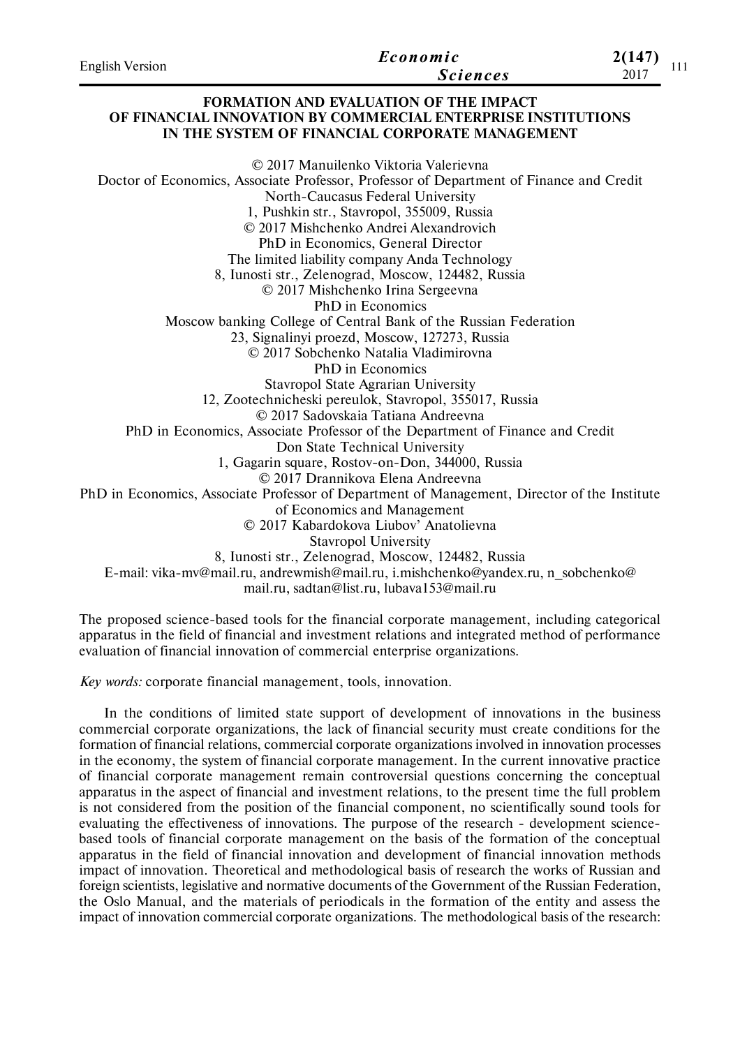# FORMATION AND EVALUATION OF THE IMPACT OF FINANCIAL INNOVATION BY COMMERCIAL ENTERPRISE INSTITUTIONS IN THE SYSTEM OF FINANCIAL CORPORATE MANAGEMENT

© 2017 Manuilenko Viktoria Valerievna
Doctor of Economics, Associate Professor, Professor of Department of Finance and Credit
North-Caucasus Federal University
1, Pushkin str., Stavropol, 355009, Russia
© 2017 Mishchenko Andrei Alexandrovich
PhD in Economics, General Director
The limited liability company Anda Technology
8, Iunosti str., Zelenograd, Moscow, 124482, Russia
© 2017 Mishchenko Irina Sergeevna
PhD in Economics
Moscow banking College of Central Bank of the Russian Federation
23, Signalinyi proezd, Moscow, 127273, Russia
© 2017 Sobchenko Natalia Vladimirovna
PhD in Economics
Stavropol State Agrarian University
12, Zootechnicheski pereulok, Stavropol, 355017, Russia
© 2017 Sadovskaia Tatiana Andreevna
PhD in Economics, Associate Professor of the Department of Finance and Credit
Don State Technical University
1, Gagarin square, Rostov-on-Don, 344000, Russia
© 2017 Drannikova Elena Andreevna
PhD in Economics, Associate Professor of Department of Management, Director of the Institute of Economics and Management
© 2017 Kabardokova Liubov' Anatolievna
Stavropol University
8, Iunosti str., Zelenograd, Moscow, 124482, Russia
E-mail: vika-mv@mail.ru, andrewmish@mail.ru, i.mishchenko@yandex.ru, n_sobchenko@mail.ru, sadtan@list.ru, lubava153@mail.ru

The proposed science-based tools for the financial corporate management, including categorical apparatus in the field of financial and investment relations and integrated method of performance evaluation of financial innovation of commercial enterprise organizations.

*Key words:* corporate financial management, tools, innovation.

In the conditions of limited state support of development of innovations in the business commercial corporate organizations, the lack of financial security must create conditions for the formation of financial relations, commercial corporate organizations involved in innovation processes in the economy, the system of financial corporate management. In the current innovative practice of financial corporate management remain controversial questions concerning the conceptual apparatus in the aspect of financial and investment relations, to the present time the full problem is not considered from the position of the financial component, no scientifically sound tools for evaluating the effectiveness of innovations. The purpose of the research - development science-based tools of financial corporate management on the basis of the formation of the conceptual apparatus in the field of financial innovation and development of financial innovation methods impact of innovation. Theoretical and methodological basis of research the works of Russian and foreign scientists, legislative and normative documents of the Government of the Russian Federation, the Oslo Manual, and the materials of periodicals in the formation of the entity and assess the impact of innovation commercial corporate organizations. The methodological basis of the research: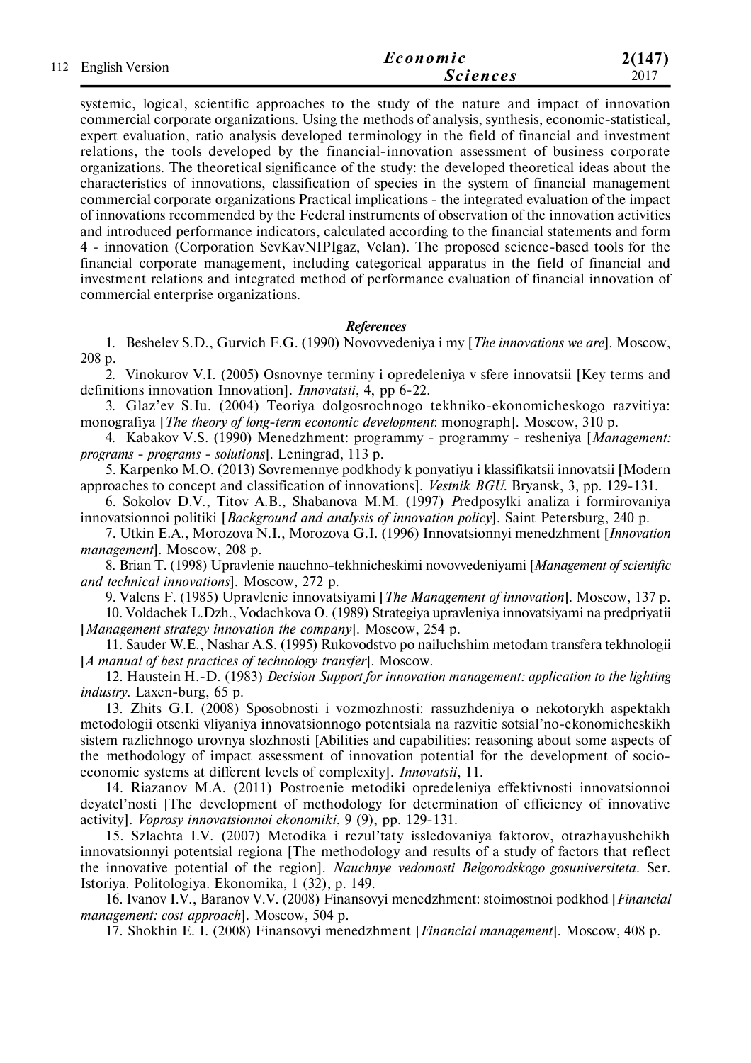systemic, logical, scientific approaches to the study of the nature and impact of innovation commercial corporate organizations. Using the methods of analysis, synthesis, economic-statistical, expert evaluation, ratio analysis developed terminology in the field of financial and investment relations, the tools developed by the financial-innovation assessment of business corporate organizations. The theoretical significance of the study: the developed theoretical ideas about the characteristics of innovations, classification of species in the system of financial management commercial corporate organizations Practical implications - the integrated evaluation of the impact of innovations recommended by the Federal instruments of observation of the innovation activities and introduced performance indicators, calculated according to the financial statements and form 4 - innovation (Corporation SevKavNIPIgaz, Velan). The proposed science-based tools for the financial corporate management, including categorical apparatus in the field of financial and investment relations and integrated method of performance evaluation of financial innovation of commercial enterprise organizations.

## References

1. Beshelev S.D., Gurvich F.G. (1990) Novovvedeniya i my [*The innovations we are*]. Moscow, 208 p.

2. Vinokurov V.I. (2005) Osnovnye terminy i opredeleniya v sfere innovatsii [Key terms and definitions innovation Innovation]. *Innovatsii*, 4, pp 6-22.

3. Glaz'ev S.Iu. (2004) Teoriya dolgosrochnogo tekhniko-ekonomicheskogo razvitiya: monografiya [*The theory of long-term economic development*: monograph]. Moscow, 310 p.

4. Kabakov V.S. (1990) Menedzhment: programmy - programmy - resheniya [*Management: programs - programs - solutions*]. Leningrad, 113 p.

5. Karpenko M.O. (2013) Sovremennye podkhody k ponyatiyu i klassifikatsii innovatsii [Modern approaches to concept and classification of innovations]. *Vestnik BGU*. Bryansk, 3, pp. 129-131.

6. Sokolov D.V., Titov A.B., Shabanova M.M. (1997) Predposylki analiza i formirovaniya innovatsionnoi politiki [*Background and analysis of innovation policy*]. Saint Petersburg, 240 p.

7. Utkin E.A., Morozova N.I., Morozova G.I. (1996) Innovatsionnyi menedzhment [*Innovation management*]. Moscow, 208 p.

8. Brian T. (1998) Upravlenie nauchno-tekhnicheskimi novovvedeniyami [*Management of scientific and technical innovations*]. Moscow, 272 p.

9. Valens F. (1985) Upravlenie innovatsiyami [*The Management of innovation*]. Moscow, 137 p.

10. Voldachek L.Dzh., Vodachkova O. (1989) Strategiya upravleniya innovatsiyami na predpriyatii [*Management strategy innovation the company*]. Moscow, 254 p.

11. Sauder W.E., Nashar A.S. (1995) Rukovodstvo po nailuchshim metodam transfera tekhnologii [*A manual of best practices of technology transfer*]. Moscow.

12. Haustein H.-D. (1983) *Decision Support for innovation management: application to the lighting industry*. Laxen-burg, 65 p.

13. Zhits G.I. (2008) Sposobnosti i vozmozhnosti: rassuzhdeniya o nekotorykh aspektakh metodologii otsenki vliyaniya innovatsionnogo potentsiala na razvitie sotsial'no-ekonomicheskikh sistem razlichnogo urovnya slozhnosti [Abilities and capabilities: reasoning about some aspects of the methodology of impact assessment of innovation potential for the development of socio-economic systems at different levels of complexity]. *Innovatsii*, 11.

14. Riazanov M.A. (2011) Postroenie metodiki opredeleniya effektivnosti innovatsionnoi deyatel'nosti [The development of methodology for determination of efficiency of innovative activity]. *Voprosy innovatsionnoi ekonomiki*, 9 (9), pp. 129-131.

15. Szlachta I.V. (2007) Metodika i rezul'taty issledovaniya faktorov, otrazhayushchikh innovatsionnyi potentsial regiona [The methodology and results of a study of factors that reflect the innovative potential of the region]. *Nauchnye vedomosti Belgorodskogo gosuniversiteta*. Ser. Istoriya. Politologiya. Ekonomika, 1 (32), p. 149.

16. Ivanov I.V., Baranov V.V. (2008) Finansovyi menedzhment: stoimostnoi podkhod [*Financial management: cost approach*]. Moscow, 504 p.

17. Shokhin E. I. (2008) Finansovyi menedzhment [*Financial management*]. Moscow, 408 p.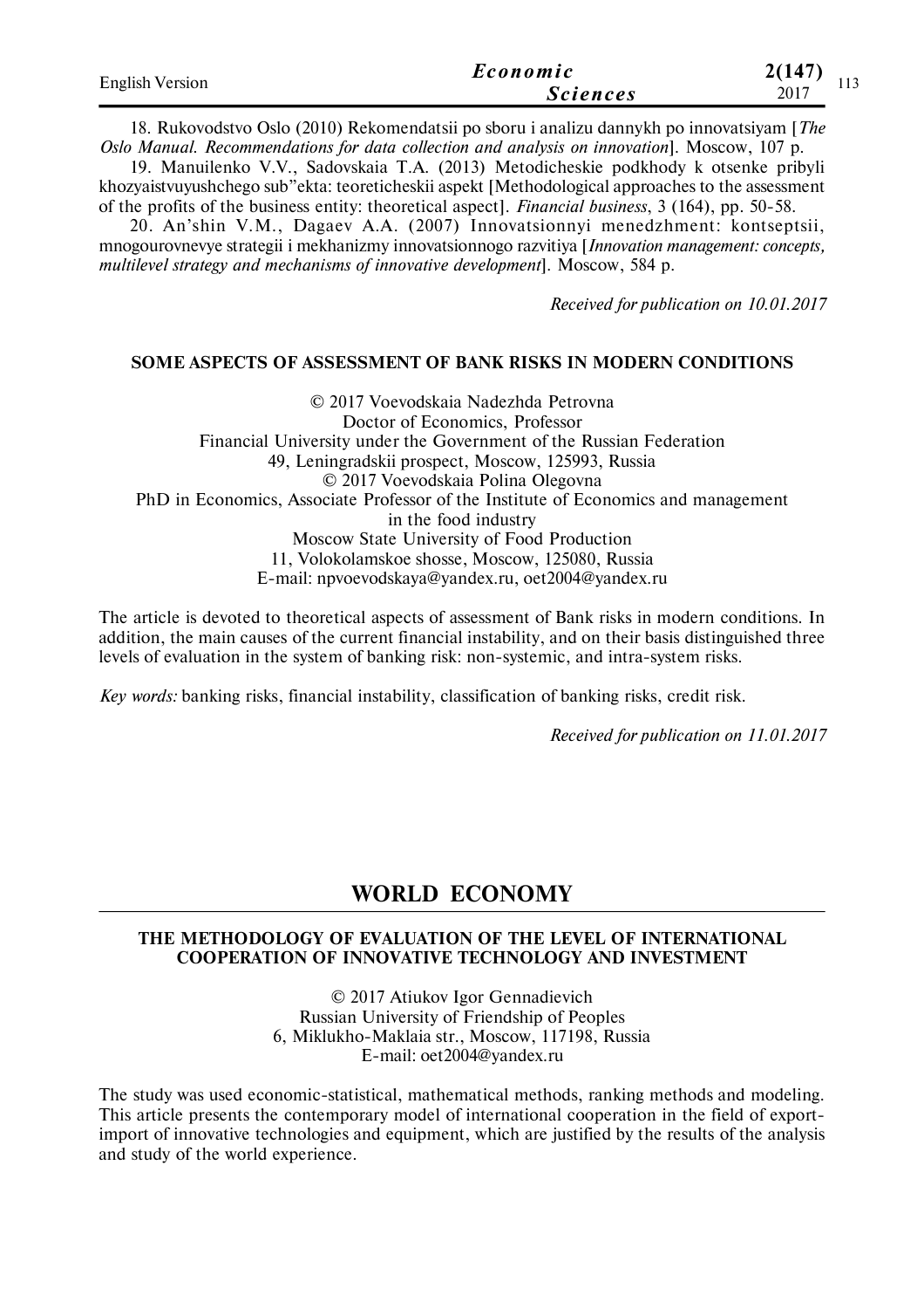18. Rukovodstvo Oslo (2010) Rekomendatsii po sboru i analizu dannykh po innovatsiyam [*The Oslo Manual. Recommendations for data collection and analysis on innovation*]. Moscow, 107 p.

19. Manuilenko V.V., Sadovskaia T.A. (2013) Metodicheskie podkhody k otsenke pribyli khozyaistvuyushchego sub"ekta: teoreticheskii aspekt [Methodological approaches to the assessment of the profits of the business entity: theoretical aspect]. *Financial business*, 3 (164), pp. 50-58.

20. An'shin V.M., Dagaev A.A. (2007) Innovatsionnyi menedzhment: kontseptsii, mnogourovnevye strategii i mekhanizmy innovatsionnogo razvitiya [*Innovation management: concepts, multilevel strategy and mechanisms of innovative development*]. Moscow, 584 p.

*Received for publication on 10.01.2017*

### SOME ASPECTS OF ASSESSMENT OF BANK RISKS IN MODERN CONDITIONS

© 2017 Voevodskaia Nadezhda Petrovna
Doctor of Economics, Professor
Financial University under the Government of the Russian Federation
49, Leningradskii prospect, Moscow, 125993, Russia
© 2017 Voevodskaia Polina Olegovna
PhD in Economics, Associate Professor of the Institute of Economics and management in the food industry
Moscow State University of Food Production
11, Volokolamskoe shosse, Moscow, 125080, Russia
E-mail: npvoevodskaya@yandex.ru, oet2004@yandex.ru

The article is devoted to theoretical aspects of assessment of Bank risks in modern conditions. In addition, the main causes of the current financial instability, and on their basis distinguished three levels of evaluation in the system of banking risk: non-systemic, and intra-system risks.

*Key words:* banking risks, financial instability, classification of banking risks, credit risk.

*Received for publication on 11.01.2017*

## WORLD ECONOMY

### THE METHODOLOGY OF EVALUATION OF THE LEVEL OF INTERNATIONAL COOPERATION OF INNOVATIVE TECHNOLOGY AND INVESTMENT

© 2017 Atiukov Igor Gennadievich
Russian University of Friendship of Peoples
6, Miklukho-Maklaia str., Moscow, 117198, Russia
E-mail: oet2004@yandex.ru

The study was used economic-statistical, mathematical methods, ranking methods and modeling. This article presents the contemporary model of international cooperation in the field of export-import of innovative technologies and equipment, which are justified by the results of the analysis and study of the world experience.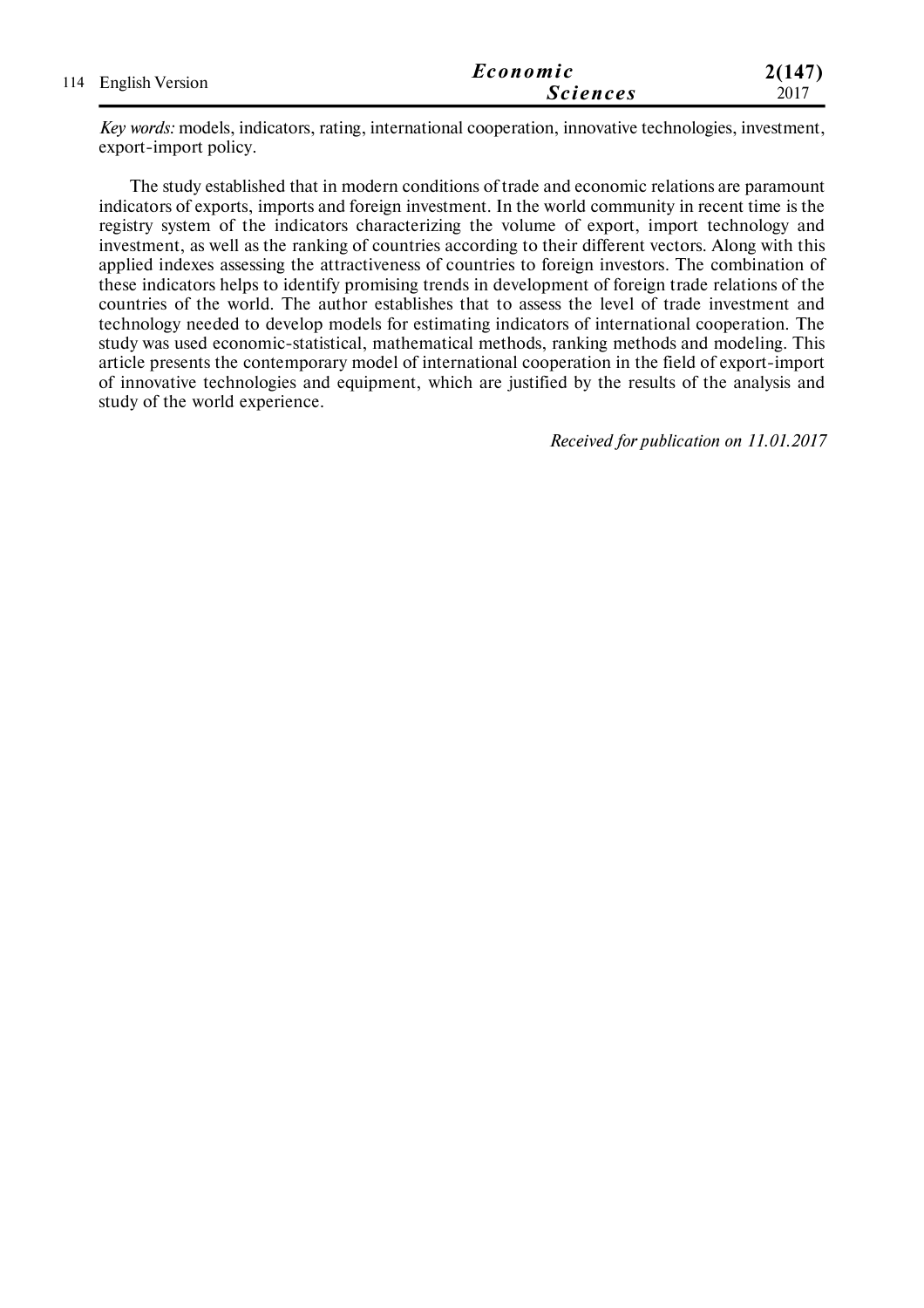*Key words:* models, indicators, rating, international cooperation, innovative technologies, investment, export-import policy.

The study established that in modern conditions of trade and economic relations are paramount indicators of exports, imports and foreign investment. In the world community in recent time is the registry system of the indicators characterizing the volume of export, import technology and investment, as well as the ranking of countries according to their different vectors. Along with this applied indexes assessing the attractiveness of countries to foreign investors. The combination of these indicators helps to identify promising trends in development of foreign trade relations of the countries of the world. The author establishes that to assess the level of trade investment and technology needed to develop models for estimating indicators of international cooperation. The study was used economic-statistical, mathematical methods, ranking methods and modeling. This article presents the contemporary model of international cooperation in the field of export-import of innovative technologies and equipment, which are justified by the results of the analysis and study of the world experience.

*Received for publication on 11.01.2017*